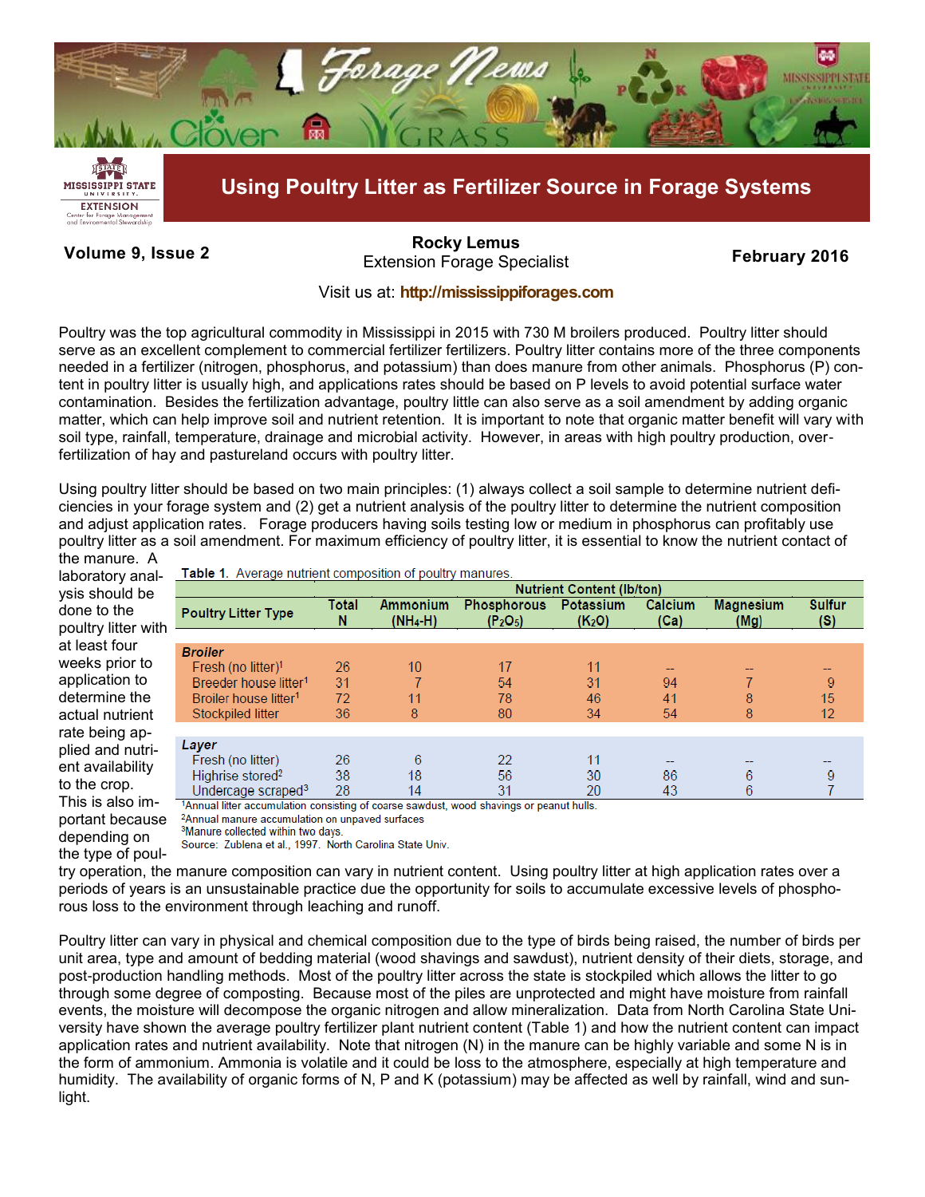# Using Poultry Litter as Fertilizer Source in Forage Systems

**Volume 9, Issue 2**

**Rocky Lemus**
Extension Forage Specialist

**February 2016**

Visit us at: **http://mississippiforages.com**

Poultry was the top agricultural commodity in Mississippi in 2015 with 730 M broilers produced. Poultry litter should serve as an excellent complement to commercial fertilizer fertilizers. Poultry litter contains more of the three components needed in a fertilizer (nitrogen, phosphorus, and potassium) than does manure from other animals. Phosphorus (P) content in poultry litter is usually high, and applications rates should be based on P levels to avoid potential surface water contamination. Besides the fertilization advantage, poultry little can also serve as a soil amendment by adding organic matter, which can help improve soil and nutrient retention. It is important to note that organic matter benefit will vary with soil type, rainfall, temperature, drainage and microbial activity. However, in areas with high poultry production, over-fertilization of hay and pastureland occurs with poultry litter.

Using poultry litter should be based on two main principles: (1) always collect a soil sample to determine nutrient deficiencies in your forage system and (2) get a nutrient analysis of the poultry litter to determine the nutrient composition and adjust application rates. Forage producers having soils testing low or medium in phosphorus can profitably use poultry litter as a soil amendment. For maximum efficiency of poultry litter, it is essential to know the nutrient contact of the manure. A laboratory analysis should be done to the poultry litter with at least four weeks prior to application to determine the actual nutrient rate being applied and nutrient availability to the crop. This is also important because depending on the type of poultry operation, the manure composition can vary in nutrient content. Using poultry litter at high application rates over a periods of years is an unsustainable practice due the opportunity for soils to accumulate excessive levels of phosphorous loss to the environment through leaching and runoff.

**Table 1**. Average nutrient composition of poultry manures.

| Poultry Litter Type | Nutrient Content (lb/ton) | | | | | | |
|---|---|---|---|---|---|---|---|
| | Total N | Ammonium ($NH_4$-H) | Phosphorous ($P_2O_5$) | Potassium ($K_2O$) | Calcium (Ca) | Magnesium (Mg) | Sulfur (S) |
| ***Broiler*** | | | | | | | |
| Fresh (no litter)[1] | 26 | 10 | 17 | 11 | -- | -- | -- |
| Breeder house litter[1] | 31 | 7 | 54 | 31 | 94 | 7 | 9 |
| Broiler house litter[1] | 72 | 11 | 78 | 46 | 41 | 8 | 15 |
| Stockpiled litter | 36 | 8 | 80 | 34 | 54 | 8 | 12 |
| ***Layer*** | | | | | | | |
| Fresh (no litter) | 26 | 6 | 22 | 11 | -- | -- | -- |
| Highrise stored[2] | 38 | 18 | 56 | 30 | 86 | 6 | 9 |
| Undercage scraped[3] | 28 | 14 | 31 | 20 | 43 | 6 | 7 |

[1]Annual litter accumulation consisting of coarse sawdust, wood shavings or peanut hulls.
[2]Annual manure accumulation on unpaved surfaces
[3]Manure collected within two days.
Source: Zublena et al., 1997. North Carolina State Univ.

Poultry litter can vary in physical and chemical composition due to the type of birds being raised, the number of birds per unit area, type and amount of bedding material (wood shavings and sawdust), nutrient density of their diets, storage, and post-production handling methods. Most of the poultry litter across the state is stockpiled which allows the litter to go through some degree of composting. Because most of the piles are unprotected and might have moisture from rainfall events, the moisture will decompose the organic nitrogen and allow mineralization. Data from North Carolina State University have shown the average poultry fertilizer plant nutrient content (Table 1) and how the nutrient content can impact application rates and nutrient availability. Note that nitrogen (N) in the manure can be highly variable and some N is in the form of ammonium. Ammonia is volatile and it could be loss to the atmosphere, especially at high temperature and humidity. The availability of organic forms of N, P and K (potassium) may be affected as well by rainfall, wind and sunlight.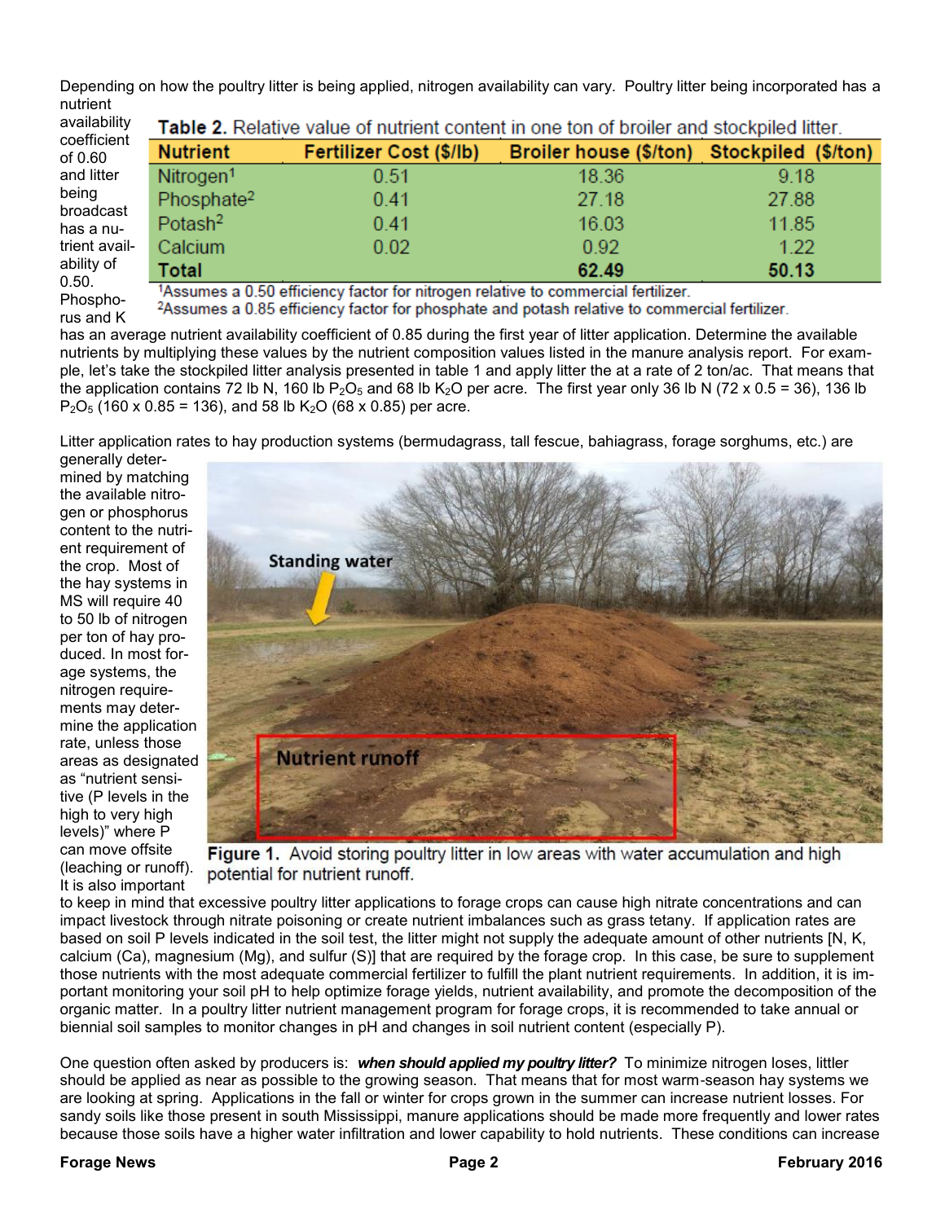Depending on how the poultry litter is being applied, nitrogen availability can vary. Poultry litter being incorporated has a nutrient availability coefficient of 0.60 and litter being broadcast has a nutrient availability of 0.50. Phosphorus and K has an average nutrient availability coefficient of 0.85 during the first year of litter application. Determine the available nutrients by multiplying these values by the nutrient composition values listed in the manure analysis report. For example, let's take the stockpiled litter analysis presented in table 1 and apply litter the at a rate of 2 ton/ac. That means that the application contains 72 lb N, 160 lb $P_2O_5$ and 68 lb $K_2O$ per acre. The first year only 36 lb N (72 x 0.5 = 36), 136 lb $P_2O_5$ (160 x 0.85 = 136), and 58 lb $K_2O$ (68 x 0.85) per acre.

**Table 2.** Relative value of nutrient content in one ton of broiler and stockpiled litter.

| Nutrient | Fertilizer Cost ($/lb) | Broiler house ($/ton) | Stockpiled ($/ton) |
|---|---|---|---|
| Nitrogen[1] | 0.51 | 18.36 | 9.18 |
| Phosphate[2] | 0.41 | 27.18 | 27.88 |
| Potash[2] | 0.41 | 16.03 | 11.85 |
| Calcium | 0.02 | 0.92 | 1.22 |
| **Total** | | **62.49** | **50.13** |

[1]Assumes a 0.50 efficiency factor for nitrogen relative to commercial fertilizer.
[2]Assumes a 0.85 efficiency factor for phosphate and potash relative to commercial fertilizer.

Litter application rates to hay production systems (bermudagrass, tall fescue, bahiagrass, forage sorghums, etc.) are generally determined by matching the available nitrogen or phosphorus content to the nutrient requirement of the crop. Most of the hay systems in MS will require 40 to 50 lb of nitrogen per ton of hay produced. In most forage systems, the nitrogen requirements may determine the application rate, unless those areas as designated as "nutrient sensitive (P levels in the high to very high levels)" where P can move offsite (leaching or runoff). It is also important to keep in mind that excessive poultry litter applications to forage crops can cause high nitrate concentrations and can impact livestock through nitrate poisoning or create nutrient imbalances such as grass tetany. If application rates are based on soil P levels indicated in the soil test, the litter might not supply the adequate amount of other nutrients [N, K, calcium (Ca), magnesium (Mg), and sulfur (S)] that are required by the forage crop. In this case, be sure to supplement those nutrients with the most adequate commercial fertilizer to fulfill the plant nutrient requirements. In addition, it is important monitoring your soil pH to help optimize forage yields, nutrient availability, and promote the decomposition of the organic matter. In a poultry litter nutrient management program for forage crops, it is recommended to take annual or biennial soil samples to monitor changes in pH and changes in soil nutrient content (especially P).

Standing water

Nutrient runoff

**Figure 1.** Avoid storing poultry litter in low areas with water accumulation and high potential for nutrient runoff.

One question often asked by producers is: ***when should applied my poultry litter?*** To minimize nitrogen loses, littler should be applied as near as possible to the growing season. That means that for most warm-season hay systems we are looking at spring. Applications in the fall or winter for crops grown in the summer can increase nutrient losses. For sandy soils like those present in south Mississippi, manure applications should be made more frequently and lower rates because those soils have a higher water infiltration and lower capability to hold nutrients. These conditions can increase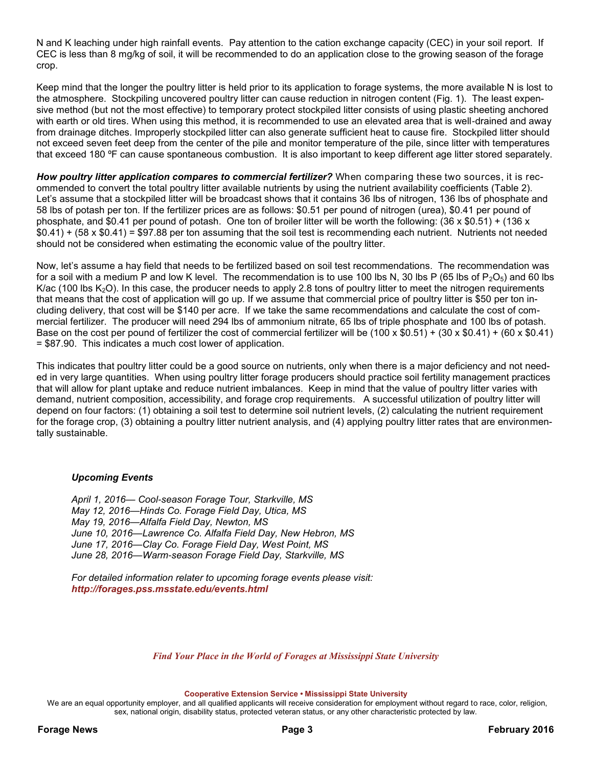N and K leaching under high rainfall events. Pay attention to the cation exchange capacity (CEC) in your soil report. If CEC is less than 8 mg/kg of soil, it will be recommended to do an application close to the growing season of the forage crop.

Keep mind that the longer the poultry litter is held prior to its application to forage systems, the more available N is lost to the atmosphere. Stockpiling uncovered poultry litter can cause reduction in nitrogen content (Fig. 1). The least expensive method (but not the most effective) to temporary protect stockpiled litter consists of using plastic sheeting anchored with earth or old tires. When using this method, it is recommended to use an elevated area that is well-drained and away from drainage ditches. Improperly stockpiled litter can also generate sufficient heat to cause fire. Stockpiled litter should not exceed seven feet deep from the center of the pile and monitor temperature of the pile, since litter with temperatures that exceed 180 ºF can cause spontaneous combustion. It is also important to keep different age litter stored separately.

***How poultry litter application compares to commercial fertilizer?*** When comparing these two sources, it is recommended to convert the total poultry litter available nutrients by using the nutrient availability coefficients (Table 2). Let's assume that a stockpiled litter will be broadcast shows that it contains 36 lbs of nitrogen, 136 lbs of phosphate and 58 lbs of potash per ton. If the fertilizer prices are as follows: \$0.51 per pound of nitrogen (urea), \$0.41 per pound of phosphate, and \$0.41 per pound of potash. One ton of broiler litter will be worth the following: (36 x \$0.51) + (136 x \$0.41) + (58 x \$0.41) = \$97.88 per ton assuming that the soil test is recommending each nutrient. Nutrients not needed should not be considered when estimating the economic value of the poultry litter.

Now, let's assume a hay field that needs to be fertilized based on soil test recommendations. The recommendation was for a soil with a medium P and low K level. The recommendation is to use 100 lbs N, 30 lbs P (65 lbs of $P_2O_5$) and 60 lbs K/ac (100 lbs $K_2O$). In this case, the producer needs to apply 2.8 tons of poultry litter to meet the nitrogen requirements that means that the cost of application will go up. If we assume that commercial price of poultry litter is \$50 per ton including delivery, that cost will be \$140 per acre. If we take the same recommendations and calculate the cost of commercial fertilizer. The producer will need 294 lbs of ammonium nitrate, 65 lbs of triple phosphate and 100 lbs of potash. Base on the cost per pound of fertilizer the cost of commercial fertilizer will be (100 x \$0.51) + (30 x \$0.41) + (60 x \$0.41) = \$87.90. This indicates a much cost lower of application.

This indicates that poultry litter could be a good source on nutrients, only when there is a major deficiency and not needed in very large quantities. When using poultry litter forage producers should practice soil fertility management practices that will allow for plant uptake and reduce nutrient imbalances. Keep in mind that the value of poultry litter varies with demand, nutrient composition, accessibility, and forage crop requirements. A successful utilization of poultry litter will depend on four factors: (1) obtaining a soil test to determine soil nutrient levels, (2) calculating the nutrient requirement for the forage crop, (3) obtaining a poultry litter nutrient analysis, and (4) applying poultry litter rates that are environmentally sustainable.

### *Upcoming Events*

*April 1, 2016— Cool-season Forage Tour, Starkville, MS*
*May 12, 2016—Hinds Co. Forage Field Day, Utica, MS*
*May 19, 2016—Alfalfa Field Day, Newton, MS*
*June 10, 2016—Lawrence Co. Alfalfa Field Day, New Hebron, MS*
*June 17, 2016—Clay Co. Forage Field Day, West Point, MS*
*June 28, 2016—Warm-season Forage Field Day, Starkville, MS*

*For detailed information relater to upcoming forage events please visit:*
***http://forages.pss.msstate.edu/events.html***

*Find Your Place in the World of Forages at Mississippi State University*

**Cooperative Extension Service • Mississippi State University**

We are an equal opportunity employer, and all qualified applicants will receive consideration for employment without regard to race, color, religion, sex, national origin, disability status, protected veteran status, or any other characteristic protected by law.